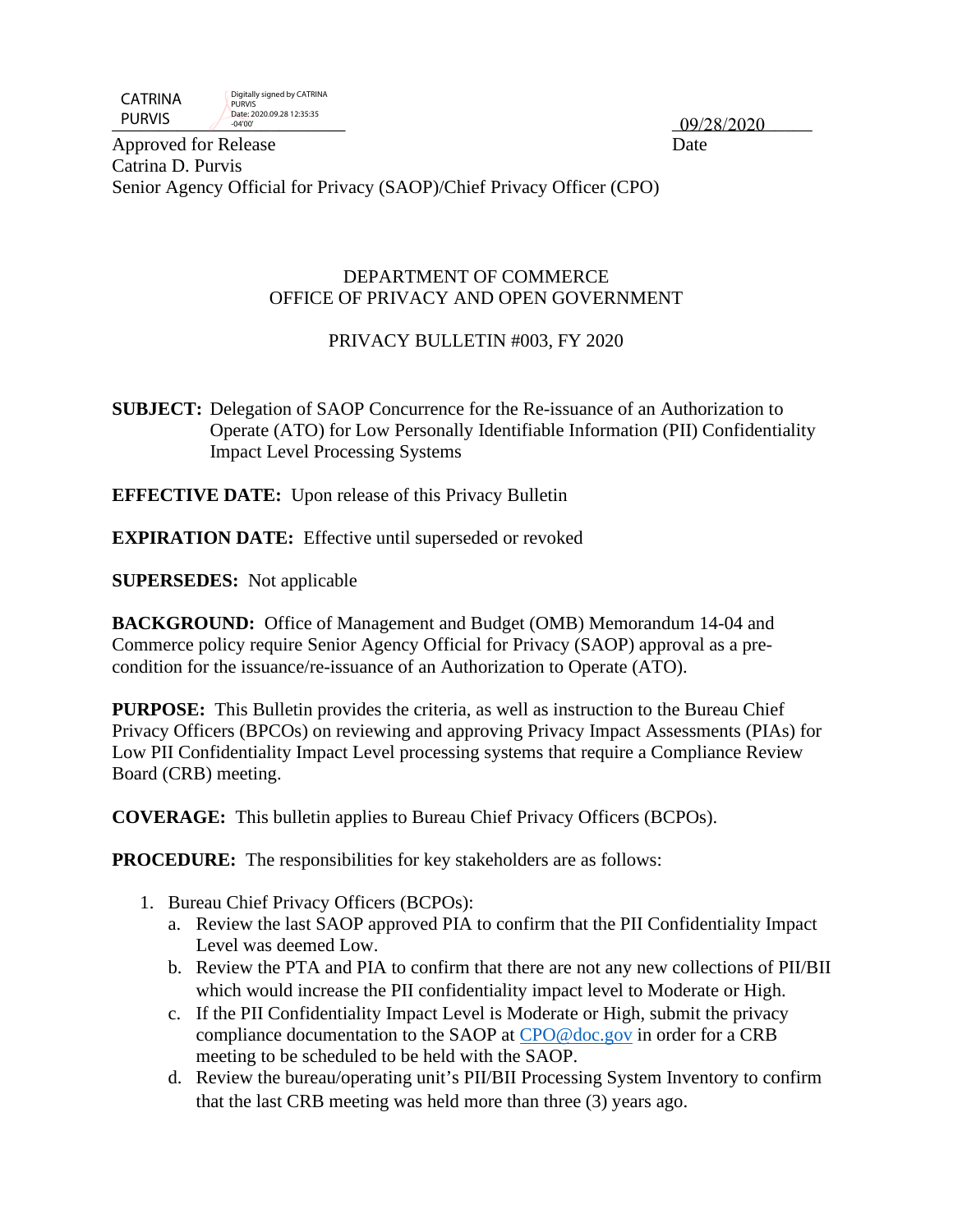CATRINA PURVIS
Digitally signed by CATRINA PURVIS
Date: 2020.09.28 12:35:35 -04'00'

09/28/2020

Approved for Release — Date

Catrina D. Purvis

Senior Agency Official for Privacy (SAOP)/Chief Privacy Officer (CPO)

DEPARTMENT OF COMMERCE
OFFICE OF PRIVACY AND OPEN GOVERNMENT

PRIVACY BULLETIN #003, FY 2020

**SUBJECT:** Delegation of SAOP Concurrence for the Re-issuance of an Authorization to Operate (ATO) for Low Personally Identifiable Information (PII) Confidentiality Impact Level Processing Systems

**EFFECTIVE DATE:** Upon release of this Privacy Bulletin

**EXPIRATION DATE:** Effective until superseded or revoked

**SUPERSEDES:** Not applicable

**BACKGROUND:** Office of Management and Budget (OMB) Memorandum 14-04 and Commerce policy require Senior Agency Official for Privacy (SAOP) approval as a pre-condition for the issuance/re-issuance of an Authorization to Operate (ATO).

**PURPOSE:** This Bulletin provides the criteria, as well as instruction to the Bureau Chief Privacy Officers (BPCOs) on reviewing and approving Privacy Impact Assessments (PIAs) for Low PII Confidentiality Impact Level processing systems that require a Compliance Review Board (CRB) meeting.

**COVERAGE:** This bulletin applies to Bureau Chief Privacy Officers (BCPOs).

**PROCEDURE:** The responsibilities for key stakeholders are as follows:

1. Bureau Chief Privacy Officers (BCPOs):
   a. Review the last SAOP approved PIA to confirm that the PII Confidentiality Impact Level was deemed Low.
   b. Review the PTA and PIA to confirm that there are not any new collections of PII/BII which would increase the PII confidentiality impact level to Moderate or High.
   c. If the PII Confidentiality Impact Level is Moderate or High, submit the privacy compliance documentation to the SAOP at CPO@doc.gov in order for a CRB meeting to be scheduled to be held with the SAOP.
   d. Review the bureau/operating unit's PII/BII Processing System Inventory to confirm that the last CRB meeting was held more than three (3) years ago.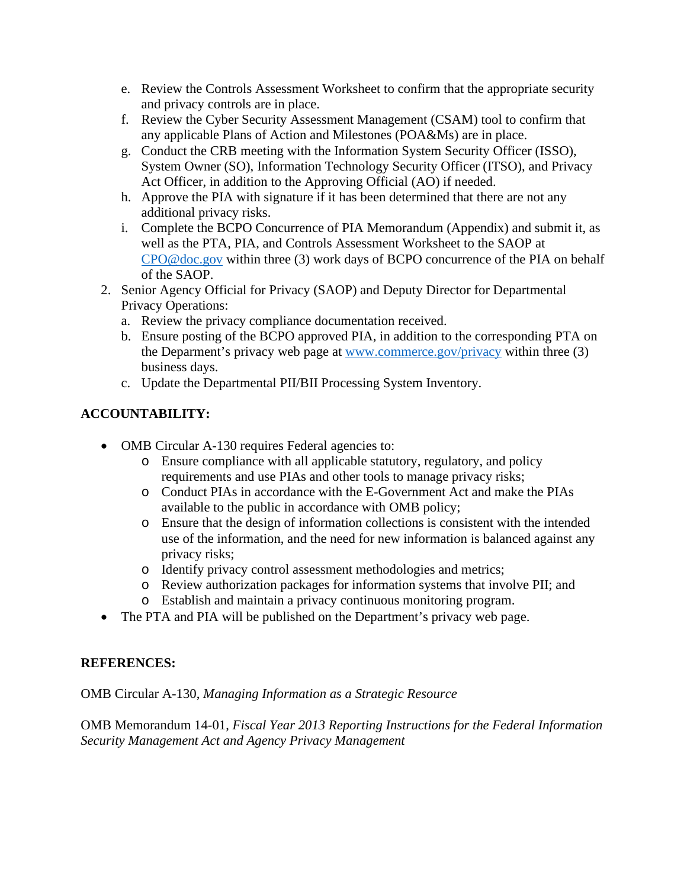e. Review the Controls Assessment Worksheet to confirm that the appropriate security and privacy controls are in place.
   f. Review the Cyber Security Assessment Management (CSAM) tool to confirm that any applicable Plans of Action and Milestones (POA&Ms) are in place.
   g. Conduct the CRB meeting with the Information System Security Officer (ISSO), System Owner (SO), Information Technology Security Officer (ITSO), and Privacy Act Officer, in addition to the Approving Official (AO) if needed.
   h. Approve the PIA with signature if it has been determined that there are not any additional privacy risks.
   i. Complete the BCPO Concurrence of PIA Memorandum (Appendix) and submit it, as well as the PTA, PIA, and Controls Assessment Worksheet to the SAOP at [CPO@doc.gov](mailto:CPO@doc.gov) within three (3) work days of BCPO concurrence of the PIA on behalf of the SAOP.

2. Senior Agency Official for Privacy (SAOP) and Deputy Director for Departmental Privacy Operations:
   a. Review the privacy compliance documentation received.
   b. Ensure posting of the BCPO approved PIA, in addition to the corresponding PTA on the Deparment's privacy web page at [www.commerce.gov/privacy](http://www.commerce.gov/privacy) within three (3) business days.
   c. Update the Departmental PII/BII Processing System Inventory.

**ACCOUNTABILITY:**

- OMB Circular A-130 requires Federal agencies to:
  - Ensure compliance with all applicable statutory, regulatory, and policy requirements and use PIAs and other tools to manage privacy risks;
  - Conduct PIAs in accordance with the E-Government Act and make the PIAs available to the public in accordance with OMB policy;
  - Ensure that the design of information collections is consistent with the intended use of the information, and the need for new information is balanced against any privacy risks;
  - Identify privacy control assessment methodologies and metrics;
  - Review authorization packages for information systems that involve PII; and
  - Establish and maintain a privacy continuous monitoring program.
- The PTA and PIA will be published on the Department's privacy web page.

**REFERENCES:**

OMB Circular A-130, *Managing Information as a Strategic Resource*

OMB Memorandum 14-01, *Fiscal Year 2013 Reporting Instructions for the Federal Information Security Management Act and Agency Privacy Management*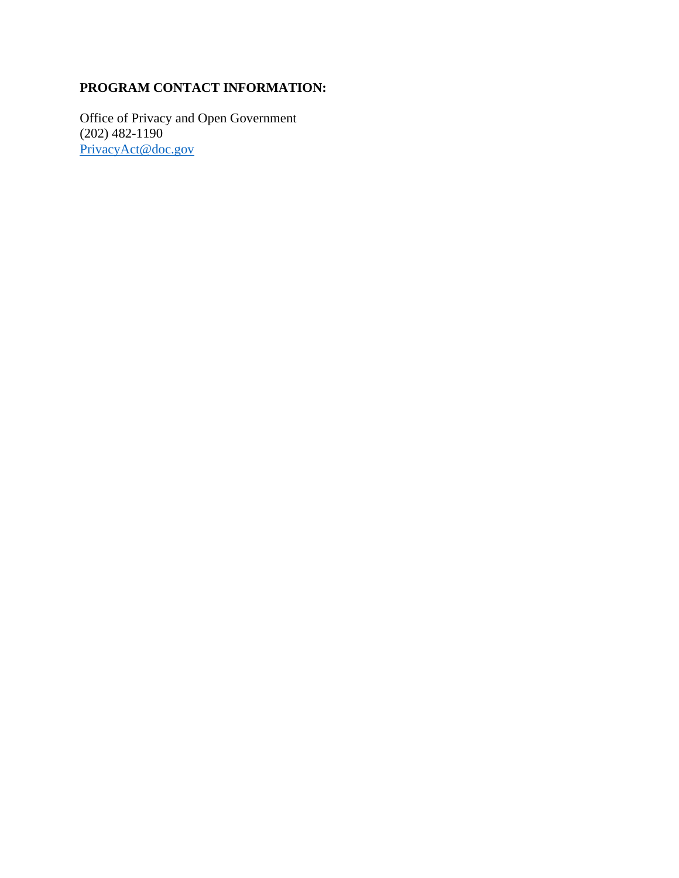**PROGRAM CONTACT INFORMATION:**

Office of Privacy and Open Government
(202) 482-1190
PrivacyAct@doc.gov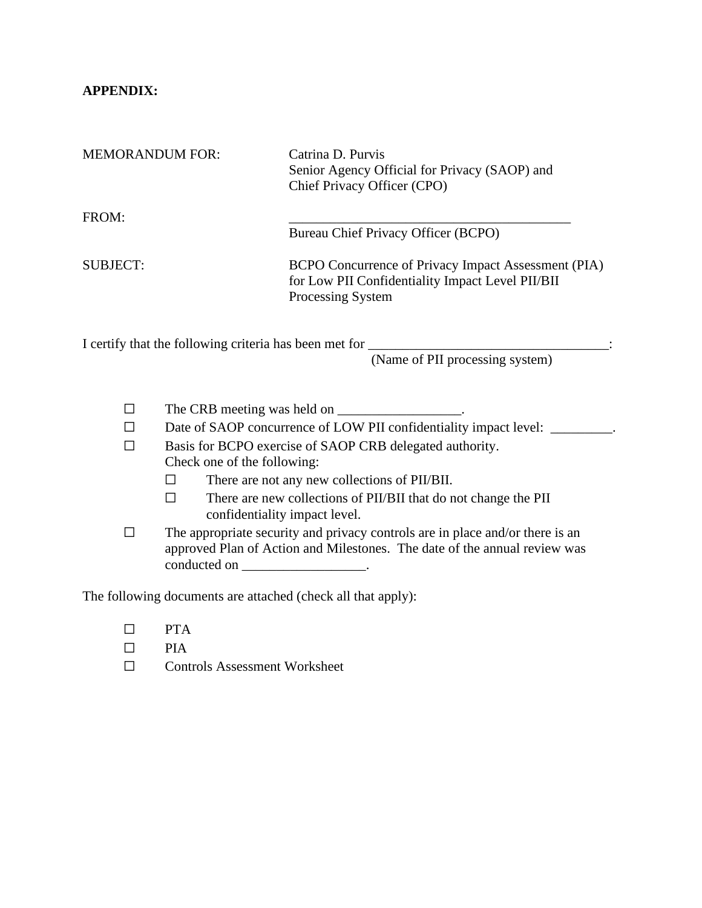**APPENDIX:**

MEMORANDUM FOR: Catrina D. Purvis
Senior Agency Official for Privacy (SAOP) and
Chief Privacy Officer (CPO)

FROM: ________________________________________
Bureau Chief Privacy Officer (BCPO)

SUBJECT: BCPO Concurrence of Privacy Impact Assessment (PIA) for Low PII Confidentiality Impact Level PII/BII Processing System

I certify that the following criteria has been met for ___________________________________:
(Name of PII processing system)

- ☐ The CRB meeting was held on __________________.
- ☐ Date of SAOP concurrence of LOW PII confidentiality impact level: _________.
- ☐ Basis for BCPO exercise of SAOP CRB delegated authority.
  Check one of the following:
  - ☐ There are not any new collections of PII/BII.
  - ☐ There are new collections of PII/BII that do not change the PII confidentiality impact level.
- ☐ The appropriate security and privacy controls are in place and/or there is an approved Plan of Action and Milestones. The date of the annual review was conducted on __________________.

The following documents are attached (check all that apply):

- ☐ PTA
- ☐ PIA
- ☐ Controls Assessment Worksheet